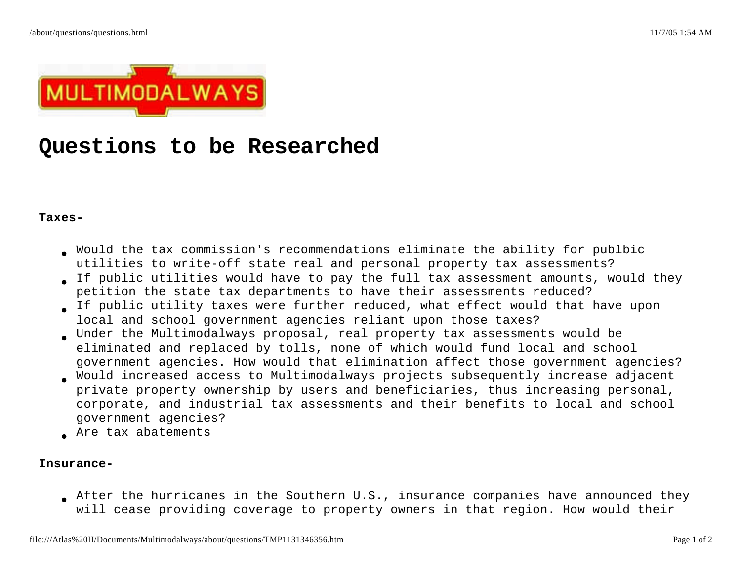MULTIMODALWAYS

# Questions to be Researched

**Taxes-**

- Would the tax commission's recommendations eliminate the ability for publbic utilities to write-off state real and personal property tax assessments?
- If public utilities would have to pay the full tax assessment amounts, would they petition the state tax departments to have their assessments reduced?
- If public utility taxes were further reduced, what effect would that have upon local and school government agencies reliant upon those taxes?
- Under the Multimodalways proposal, real property tax assessments would be eliminated and replaced by tolls, none of which would fund local and school government agencies. How would that elimination affect those government agencies?
- Would increased access to Multimodalways projects subsequently increase adjacent private property ownership by users and beneficiaries, thus increasing personal, corporate, and industrial tax assessments and their benefits to local and school government agencies?
- Are tax abatements

**Insurance-**

- After the hurricanes in the Southern U.S., insurance companies have announced they will cease providing coverage to property owners in that region. How would their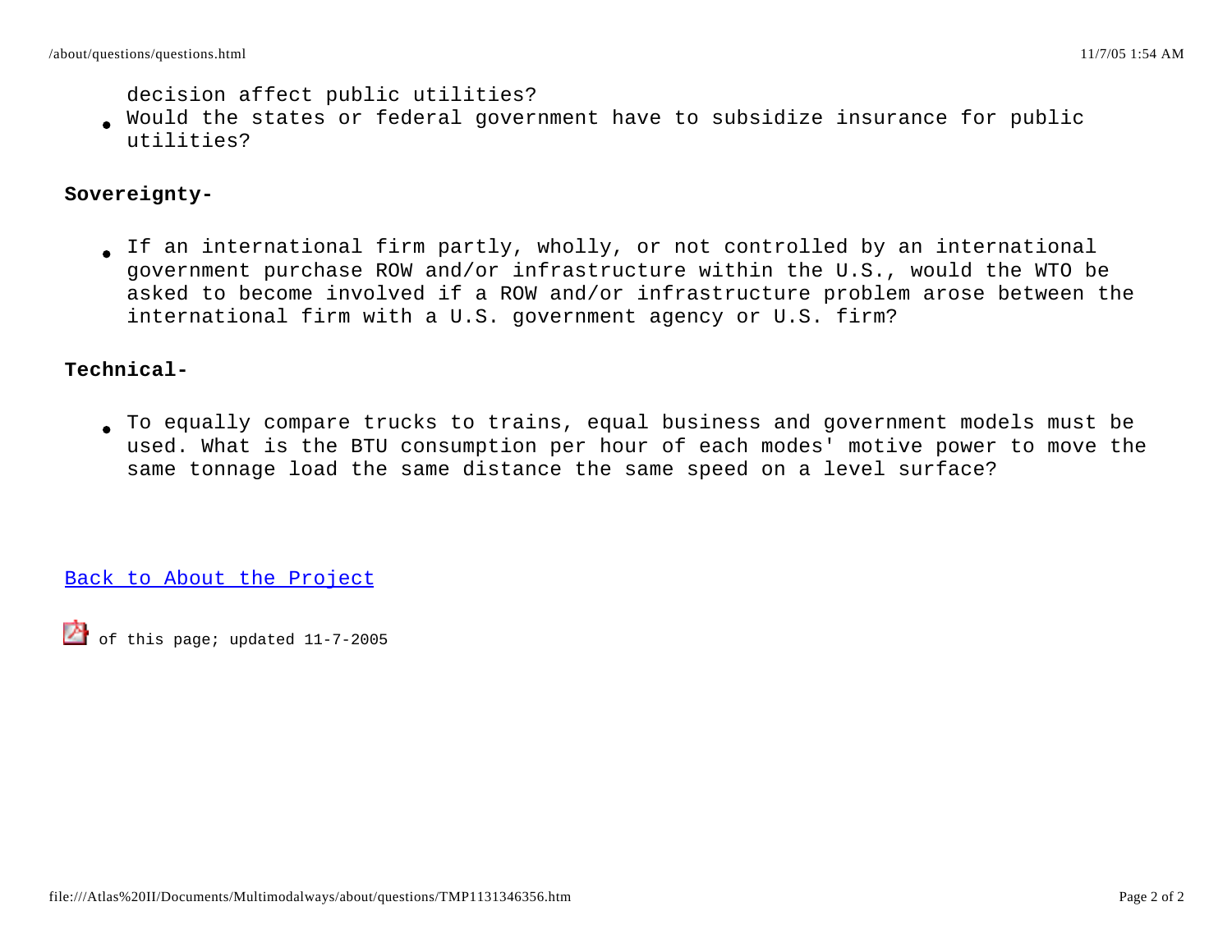decision affect public utilities?

- Would the states or federal government have to subsidize insurance for public utilities?

**Sovereignty-**

- If an international firm partly, wholly, or not controlled by an international government purchase ROW and/or infrastructure within the U.S., would the WTO be asked to become involved if a ROW and/or infrastructure problem arose between the international firm with a U.S. government agency or U.S. firm?

**Technical-**

- To equally compare trucks to trains, equal business and government models must be used. What is the BTU consumption per hour of each modes' motive power to move the same tonnage load the same distance the same speed on a level surface?

Back to About the Project

of this page; updated 11-7-2005